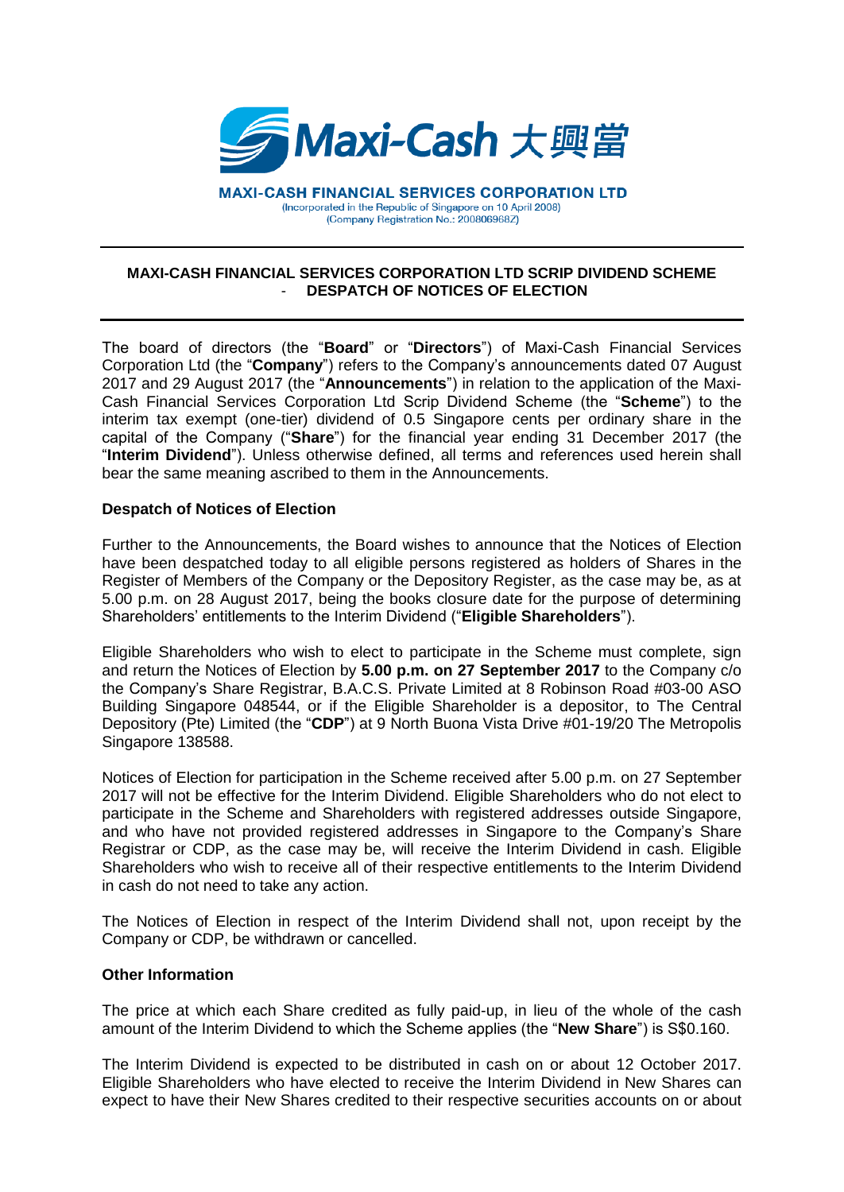Maxi-Cash 大興當

**MAXI-CASH FINANCIAL SERVICES CORPORATION LTD**
(Incorporated in the Republic of Singapore on 10 April 2008)
(Company Registration No.: 200806968Z)

---

**MAXI-CASH FINANCIAL SERVICES CORPORATION LTD SCRIP DIVIDEND SCHEME - DESPATCH OF NOTICES OF ELECTION**

---

The board of directors (the "**Board**" or "**Directors**") of Maxi-Cash Financial Services Corporation Ltd (the "**Company**") refers to the Company's announcements dated 07 August 2017 and 29 August 2017 (the "**Announcements**") in relation to the application of the Maxi-Cash Financial Services Corporation Ltd Scrip Dividend Scheme (the "**Scheme**") to the interim tax exempt (one-tier) dividend of 0.5 Singapore cents per ordinary share in the capital of the Company ("**Share**") for the financial year ending 31 December 2017 (the "**Interim Dividend**"). Unless otherwise defined, all terms and references used herein shall bear the same meaning ascribed to them in the Announcements.

**Despatch of Notices of Election**

Further to the Announcements, the Board wishes to announce that the Notices of Election have been despatched today to all eligible persons registered as holders of Shares in the Register of Members of the Company or the Depository Register, as the case may be, as at 5.00 p.m. on 28 August 2017, being the books closure date for the purpose of determining Shareholders' entitlements to the Interim Dividend ("**Eligible Shareholders**").

Eligible Shareholders who wish to elect to participate in the Scheme must complete, sign and return the Notices of Election by **5.00 p.m. on 27 September 2017** to the Company c/o the Company's Share Registrar, B.A.C.S. Private Limited at 8 Robinson Road #03-00 ASO Building Singapore 048544, or if the Eligible Shareholder is a depositor, to The Central Depository (Pte) Limited (the "**CDP**") at 9 North Buona Vista Drive #01-19/20 The Metropolis Singapore 138588.

Notices of Election for participation in the Scheme received after 5.00 p.m. on 27 September 2017 will not be effective for the Interim Dividend. Eligible Shareholders who do not elect to participate in the Scheme and Shareholders with registered addresses outside Singapore, and who have not provided registered addresses in Singapore to the Company's Share Registrar or CDP, as the case may be, will receive the Interim Dividend in cash. Eligible Shareholders who wish to receive all of their respective entitlements to the Interim Dividend in cash do not need to take any action.

The Notices of Election in respect of the Interim Dividend shall not, upon receipt by the Company or CDP, be withdrawn or cancelled.

**Other Information**

The price at which each Share credited as fully paid-up, in lieu of the whole of the cash amount of the Interim Dividend to which the Scheme applies (the "**New Share**") is S$0.160.

The Interim Dividend is expected to be distributed in cash on or about 12 October 2017. Eligible Shareholders who have elected to receive the Interim Dividend in New Shares can expect to have their New Shares credited to their respective securities accounts on or about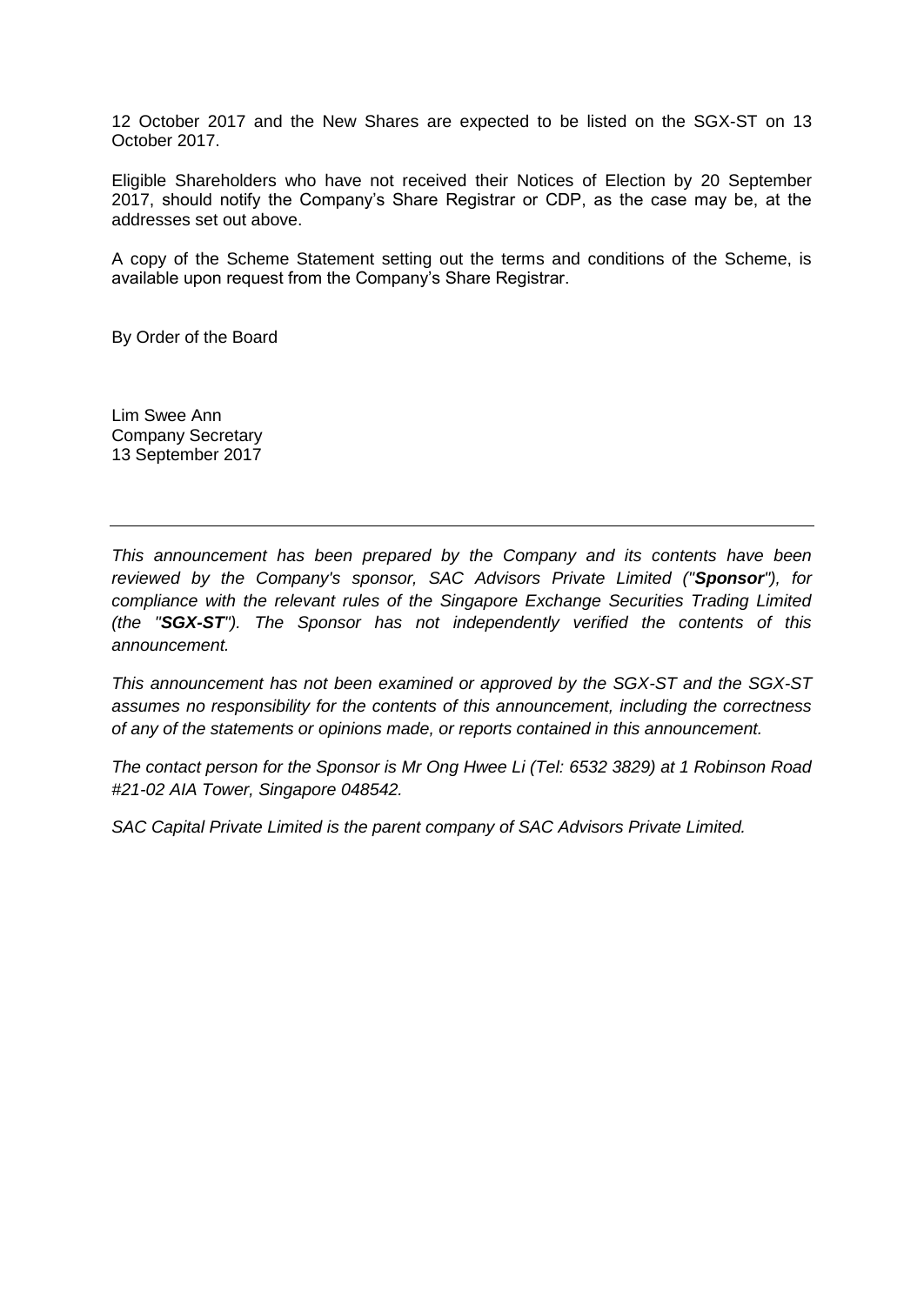12 October 2017 and the New Shares are expected to be listed on the SGX-ST on 13 October 2017.

Eligible Shareholders who have not received their Notices of Election by 20 September 2017, should notify the Company's Share Registrar or CDP, as the case may be, at the addresses set out above.

A copy of the Scheme Statement setting out the terms and conditions of the Scheme, is available upon request from the Company's Share Registrar.

By Order of the Board

Lim Swee Ann
Company Secretary
13 September 2017

---

*This announcement has been prepared by the Company and its contents have been reviewed by the Company's sponsor, SAC Advisors Private Limited ("**Sponsor**"), for compliance with the relevant rules of the Singapore Exchange Securities Trading Limited (the "**SGX-ST**"). The Sponsor has not independently verified the contents of this announcement.*

*This announcement has not been examined or approved by the SGX-ST and the SGX-ST assumes no responsibility for the contents of this announcement, including the correctness of any of the statements or opinions made, or reports contained in this announcement.*

*The contact person for the Sponsor is Mr Ong Hwee Li (Tel: 6532 3829) at 1 Robinson Road #21-02 AIA Tower, Singapore 048542.*

*SAC Capital Private Limited is the parent company of SAC Advisors Private Limited.*